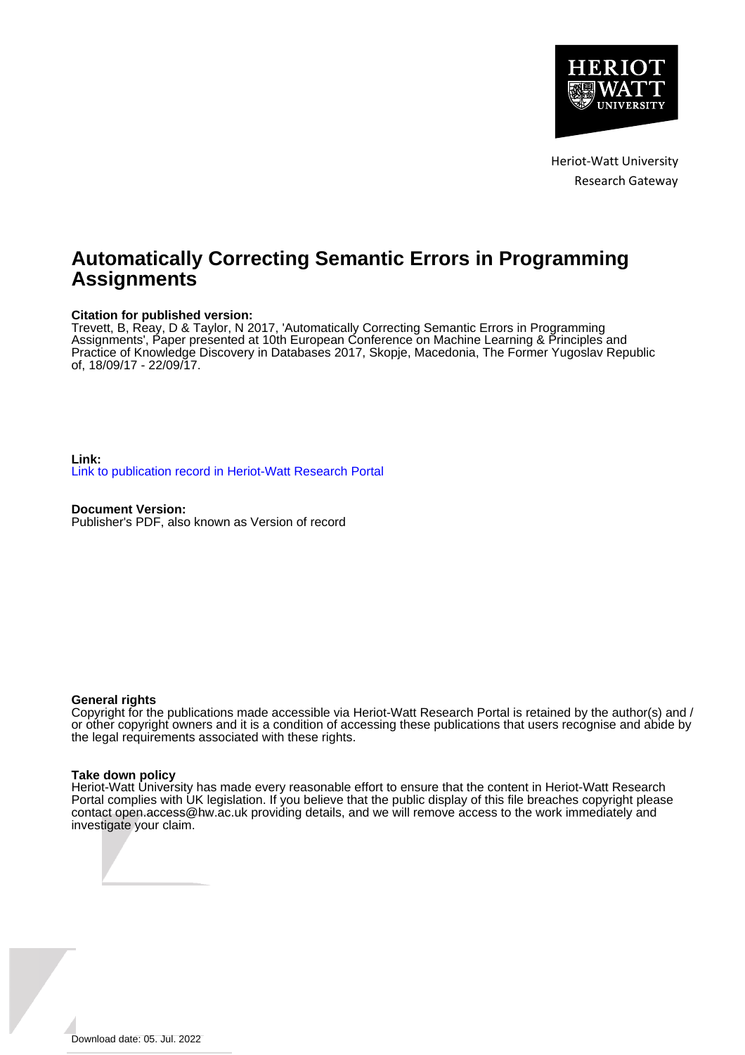Heriot-Watt University
Research Gateway

# Automatically Correcting Semantic Errors in Programming Assignments

**Citation for published version:**
Trevett, B, Reay, D & Taylor, N 2017, 'Automatically Correcting Semantic Errors in Programming Assignments', Paper presented at 10th European Conference on Machine Learning & Principles and Practice of Knowledge Discovery in Databases 2017, Skopje, Macedonia, The Former Yugoslav Republic of, 18/09/17 - 22/09/17.

**Link:**
Link to publication record in Heriot-Watt Research Portal

**Document Version:**
Publisher's PDF, also known as Version of record

**General rights**
Copyright for the publications made accessible via Heriot-Watt Research Portal is retained by the author(s) and / or other copyright owners and it is a condition of accessing these publications that users recognise and abide by the legal requirements associated with these rights.

**Take down policy**
Heriot-Watt University has made every reasonable effort to ensure that the content in Heriot-Watt Research Portal complies with UK legislation. If you believe that the public display of this file breaches copyright please contact open.access@hw.ac.uk providing details, and we will remove access to the work immediately and investigate your claim.

Download date: 05. Jul. 2022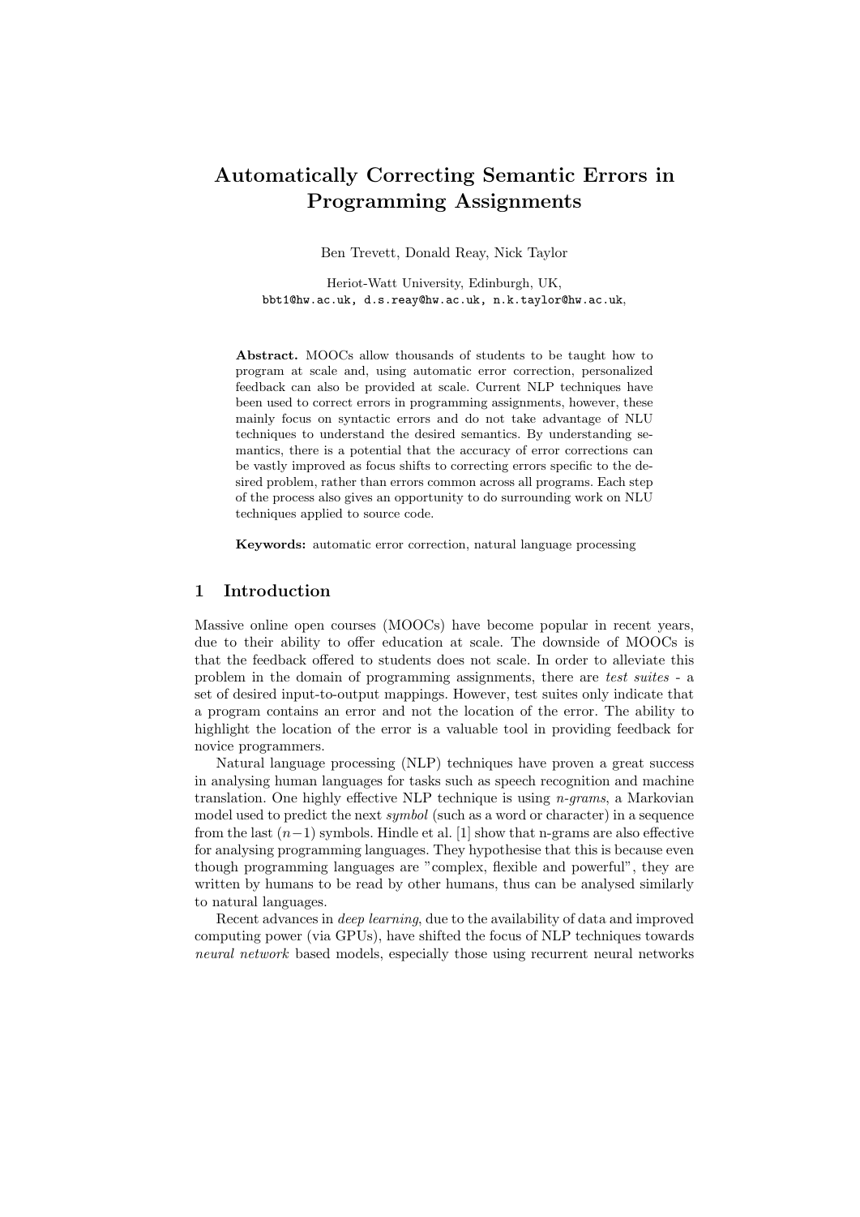# Automatically Correcting Semantic Errors in Programming Assignments

Ben Trevett, Donald Reay, Nick Taylor

Heriot-Watt University, Edinburgh, UK,
`bbt1@hw.ac.uk, d.s.reay@hw.ac.uk, n.k.taylor@hw.ac.uk`,

**Abstract.** MOOCs allow thousands of students to be taught how to program at scale and, using automatic error correction, personalized feedback can also be provided at scale. Current NLP techniques have been used to correct errors in programming assignments, however, these mainly focus on syntactic errors and do not take advantage of NLU techniques to understand the desired semantics. By understanding semantics, there is a potential that the accuracy of error corrections can be vastly improved as focus shifts to correcting errors specific to the desired problem, rather than errors common across all programs. Each step of the process also gives an opportunity to do surrounding work on NLU techniques applied to source code.

**Keywords:** automatic error correction, natural language processing

## 1 Introduction

Massive online open courses (MOOCs) have become popular in recent years, due to their ability to offer education at scale. The downside of MOOCs is that the feedback offered to students does not scale. In order to alleviate this problem in the domain of programming assignments, there are *test suites* - a set of desired input-to-output mappings. However, test suites only indicate that a program contains an error and not the location of the error. The ability to highlight the location of the error is a valuable tool in providing feedback for novice programmers.

Natural language processing (NLP) techniques have proven a great success in analysing human languages for tasks such as speech recognition and machine translation. One highly effective NLP technique is using *n-grams*, a Markovian model used to predict the next *symbol* (such as a word or character) in a sequence from the last $(n-1)$ symbols. Hindle et al. [1] show that n-grams are also effective for analysing programming languages. They hypothesise that this is because even though programming languages are "complex, flexible and powerful", they are written by humans to be read by other humans, thus can be analysed similarly to natural languages.

Recent advances in *deep learning*, due to the availability of data and improved computing power (via GPUs), have shifted the focus of NLP techniques towards *neural network* based models, especially those using recurrent neural networks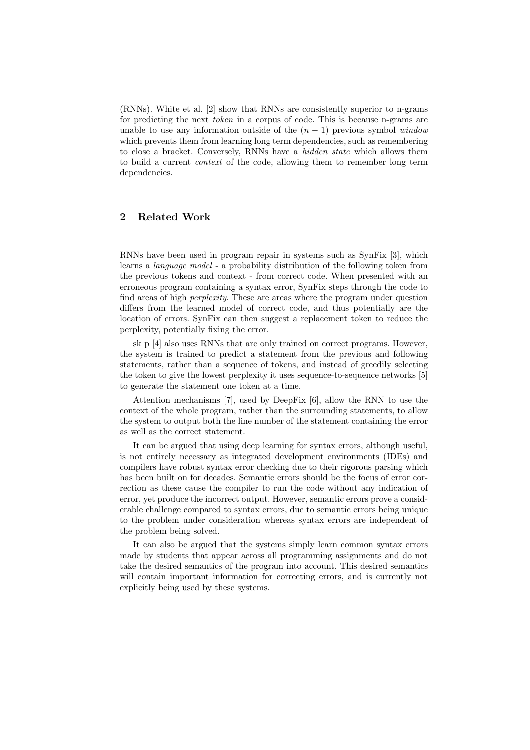(RNNs). White et al. [2] show that RNNs are consistently superior to n-grams for predicting the next *token* in a corpus of code. This is because n-grams are unable to use any information outside of the $(n-1)$ previous symbol *window* which prevents them from learning long term dependencies, such as remembering to close a bracket. Conversely, RNNs have a *hidden state* which allows them to build a current *context* of the code, allowing them to remember long term dependencies.

## 2 Related Work

RNNs have been used in program repair in systems such as SynFix [3], which learns a *language model* - a probability distribution of the following token from the previous tokens and context - from correct code. When presented with an erroneous program containing a syntax error, SynFix steps through the code to find areas of high *perplexity*. These are areas where the program under question differs from the learned model of correct code, and thus potentially are the location of errors. SynFix can then suggest a replacement token to reduce the perplexity, potentially fixing the error.

sk_p [4] also uses RNNs that are only trained on correct programs. However, the system is trained to predict a statement from the previous and following statements, rather than a sequence of tokens, and instead of greedily selecting the token to give the lowest perplexity it uses sequence-to-sequence networks [5] to generate the statement one token at a time.

Attention mechanisms [7], used by DeepFix [6], allow the RNN to use the context of the whole program, rather than the surrounding statements, to allow the system to output both the line number of the statement containing the error as well as the correct statement.

It can be argued that using deep learning for syntax errors, although useful, is not entirely necessary as integrated development environments (IDEs) and compilers have robust syntax error checking due to their rigorous parsing which has been built on for decades. Semantic errors should be the focus of error correction as these cause the compiler to run the code without any indication of error, yet produce the incorrect output. However, semantic errors prove a considerable challenge compared to syntax errors, due to semantic errors being unique to the problem under consideration whereas syntax errors are independent of the problem being solved.

It can also be argued that the systems simply learn common syntax errors made by students that appear across all programming assignments and do not take the desired semantics of the program into account. This desired semantics will contain important information for correcting errors, and is currently not explicitly being used by these systems.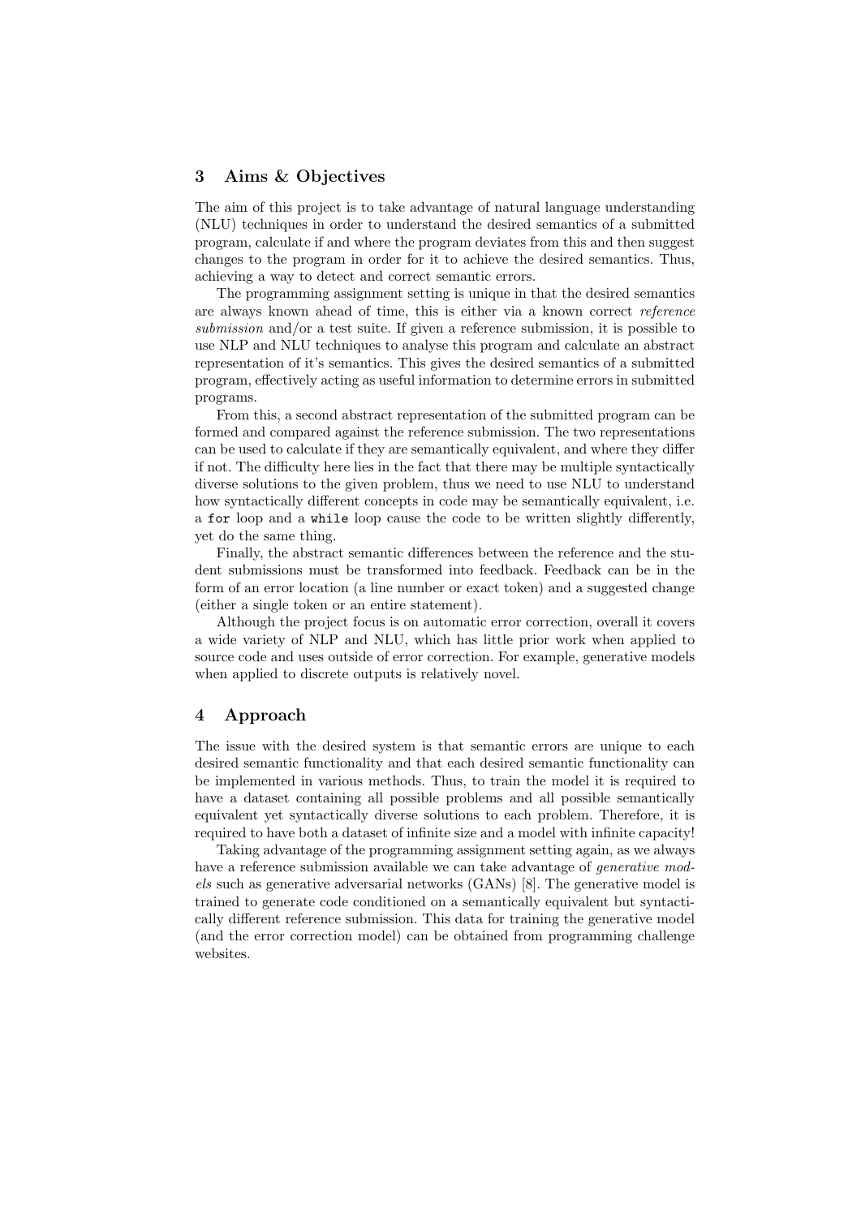## 3 Aims & Objectives

The aim of this project is to take advantage of natural language understanding (NLU) techniques in order to understand the desired semantics of a submitted program, calculate if and where the program deviates from this and then suggest changes to the program in order for it to achieve the desired semantics. Thus, achieving a way to detect and correct semantic errors.

The programming assignment setting is unique in that the desired semantics are always known ahead of time, this is either via a known correct *reference submission* and/or a test suite. If given a reference submission, it is possible to use NLP and NLU techniques to analyse this program and calculate an abstract representation of it's semantics. This gives the desired semantics of a submitted program, effectively acting as useful information to determine errors in submitted programs.

From this, a second abstract representation of the submitted program can be formed and compared against the reference submission. The two representations can be used to calculate if they are semantically equivalent, and where they differ if not. The difficulty here lies in the fact that there may be multiple syntactically diverse solutions to the given problem, thus we need to use NLU to understand how syntactically different concepts in code may be semantically equivalent, i.e. a `for` loop and a `while` loop cause the code to be written slightly differently, yet do the same thing.

Finally, the abstract semantic differences between the reference and the student submissions must be transformed into feedback. Feedback can be in the form of an error location (a line number or exact token) and a suggested change (either a single token or an entire statement).

Although the project focus is on automatic error correction, overall it covers a wide variety of NLP and NLU, which has little prior work when applied to source code and uses outside of error correction. For example, generative models when applied to discrete outputs is relatively novel.

## 4 Approach

The issue with the desired system is that semantic errors are unique to each desired semantic functionality and that each desired semantic functionality can be implemented in various methods. Thus, to train the model it is required to have a dataset containing all possible problems and all possible semantically equivalent yet syntactically diverse solutions to each problem. Therefore, it is required to have both a dataset of infinite size and a model with infinite capacity!

Taking advantage of the programming assignment setting again, as we always have a reference submission available we can take advantage of *generative models* such as generative adversarial networks (GANs) [8]. The generative model is trained to generate code conditioned on a semantically equivalent but syntactically different reference submission. This data for training the generative model (and the error correction model) can be obtained from programming challenge websites.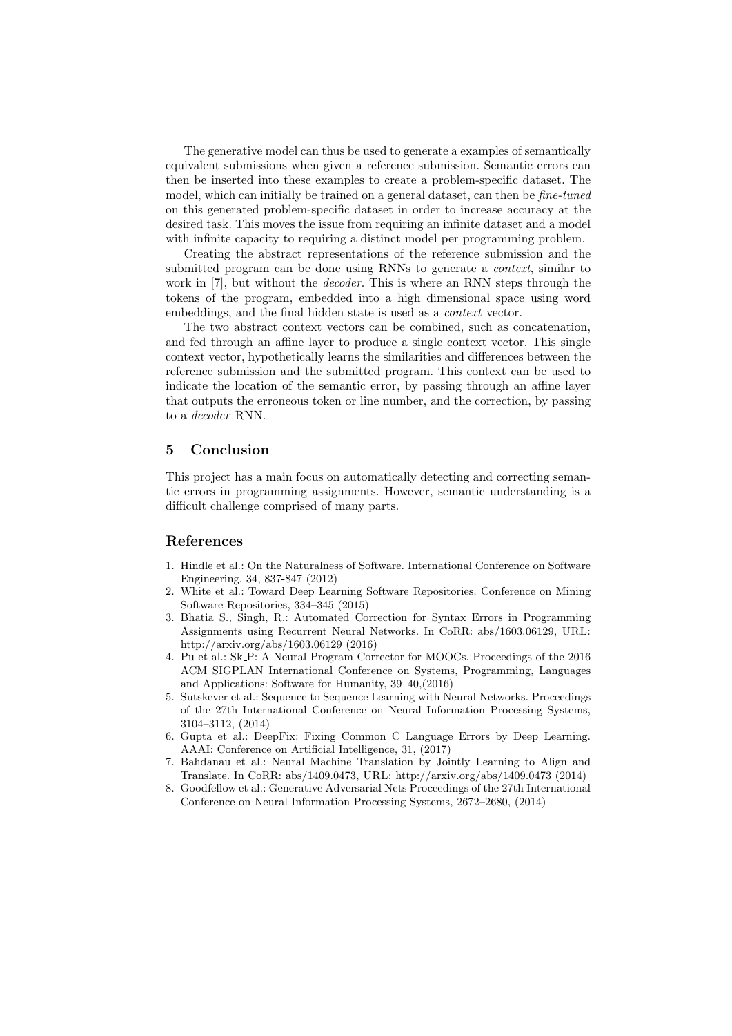The generative model can thus be used to generate a examples of semantically equivalent submissions when given a reference submission. Semantic errors can then be inserted into these examples to create a problem-specific dataset. The model, which can initially be trained on a general dataset, can then be *fine-tuned* on this generated problem-specific dataset in order to increase accuracy at the desired task. This moves the issue from requiring an infinite dataset and a model with infinite capacity to requiring a distinct model per programming problem.

Creating the abstract representations of the reference submission and the submitted program can be done using RNNs to generate a *context*, similar to work in [7], but without the *decoder*. This is where an RNN steps through the tokens of the program, embedded into a high dimensional space using word embeddings, and the final hidden state is used as a *context* vector.

The two abstract context vectors can be combined, such as concatenation, and fed through an affine layer to produce a single context vector. This single context vector, hypothetically learns the similarities and differences between the reference submission and the submitted program. This context can be used to indicate the location of the semantic error, by passing through an affine layer that outputs the erroneous token or line number, and the correction, by passing to a *decoder* RNN.

## 5 Conclusion

This project has a main focus on automatically detecting and correcting semantic errors in programming assignments. However, semantic understanding is a difficult challenge comprised of many parts.

## References

1. Hindle et al.: On the Naturalness of Software. International Conference on Software Engineering, 34, 837-847 (2012)
2. White et al.: Toward Deep Learning Software Repositories. Conference on Mining Software Repositories, 334–345 (2015)
3. Bhatia S., Singh, R.: Automated Correction for Syntax Errors in Programming Assignments using Recurrent Neural Networks. In CoRR: abs/1603.06129, URL: http://arxiv.org/abs/1603.06129 (2016)
4. Pu et al.: Sk_P: A Neural Program Corrector for MOOCs. Proceedings of the 2016 ACM SIGPLAN International Conference on Systems, Programming, Languages and Applications: Software for Humanity, 39–40,(2016)
5. Sutskever et al.: Sequence to Sequence Learning with Neural Networks. Proceedings of the 27th International Conference on Neural Information Processing Systems, 3104–3112, (2014)
6. Gupta et al.: DeepFix: Fixing Common C Language Errors by Deep Learning. AAAI: Conference on Artificial Intelligence, 31, (2017)
7. Bahdanau et al.: Neural Machine Translation by Jointly Learning to Align and Translate. In CoRR: abs/1409.0473, URL: http://arxiv.org/abs/1409.0473 (2014)
8. Goodfellow et al.: Generative Adversarial Nets Proceedings of the 27th International Conference on Neural Information Processing Systems, 2672–2680, (2014)